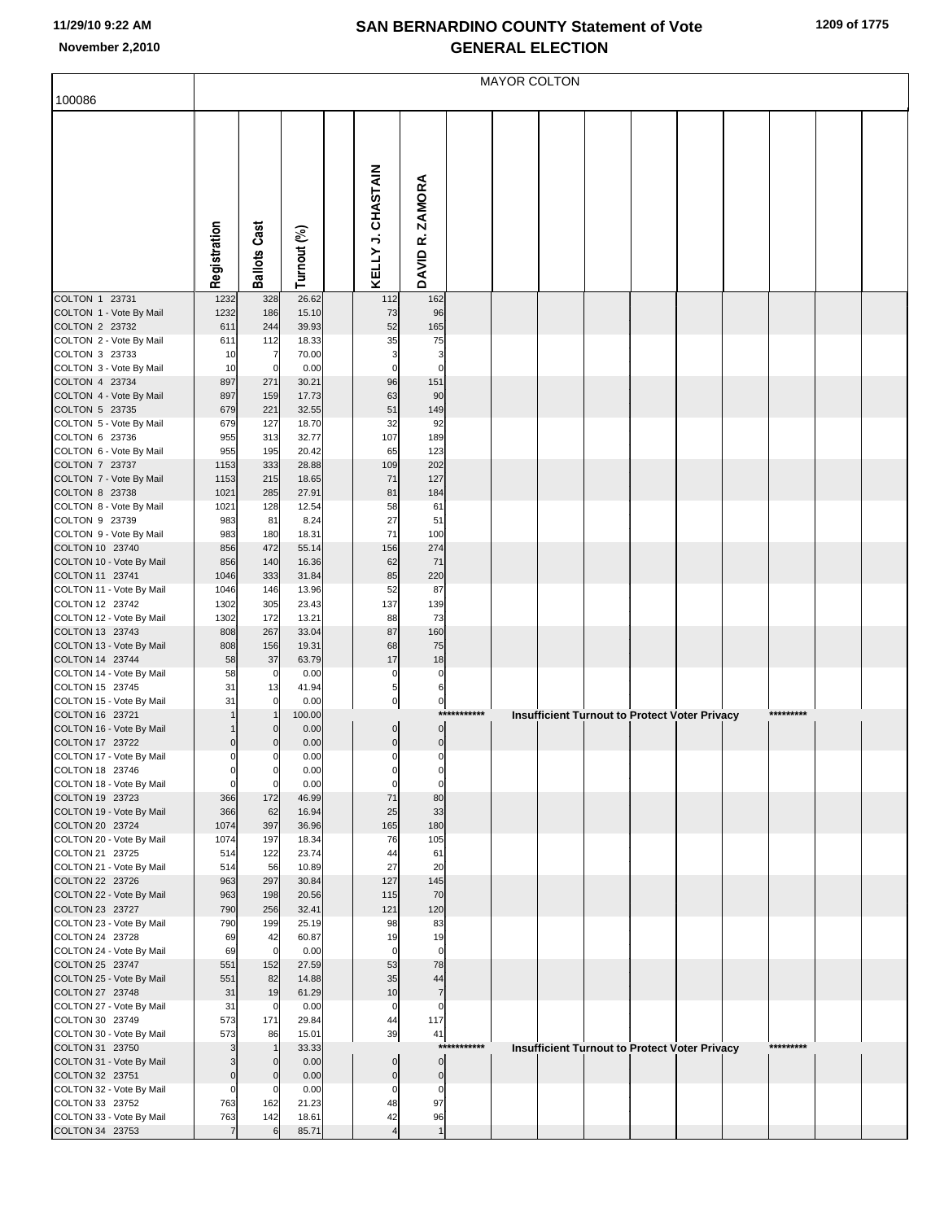# SAN BERNARDINO COUNTY Statement of Vote
## GENERAL ELECTION

11/29/10 9:22 AM
November 2,2010

100086

MAYOR COLTON

| | Registration | Ballots Cast | Turnout (%) | | KELLY J. CHASTAIN | DAVID R. ZAMORA | | | | | | | | | | |
|---|---|---|---|---|---|---|---|---|---|---|---|---|---|---|---|---|
| COLTON 1 23731 | 1232 | 328 | 26.62 | | 112 | 162 | | | | | | | | | | |
| COLTON 1 - Vote By Mail | 1232 | 186 | 15.10 | | 73 | 96 | | | | | | | | | | |
| COLTON 2 23732 | 611 | 244 | 39.93 | | 52 | 165 | | | | | | | | | | |
| COLTON 2 - Vote By Mail | 611 | 112 | 18.33 | | 35 | 75 | | | | | | | | | | |
| COLTON 3 23733 | 10 | 7 | 70.00 | | 3 | 3 | | | | | | | | | | |
| COLTON 3 - Vote By Mail | 10 | 0 | 0.00 | | 0 | 0 | | | | | | | | | | |
| COLTON 4 23734 | 897 | 271 | 30.21 | | 96 | 151 | | | | | | | | | | |
| COLTON 4 - Vote By Mail | 897 | 159 | 17.73 | | 63 | 90 | | | | | | | | | | |
| COLTON 5 23735 | 679 | 221 | 32.55 | | 51 | 149 | | | | | | | | | | |
| COLTON 5 - Vote By Mail | 679 | 127 | 18.70 | | 32 | 92 | | | | | | | | | | |
| COLTON 6 23736 | 955 | 313 | 32.77 | | 107 | 189 | | | | | | | | | | |
| COLTON 6 - Vote By Mail | 955 | 195 | 20.42 | | 65 | 123 | | | | | | | | | | |
| COLTON 7 23737 | 1153 | 333 | 28.88 | | 109 | 202 | | | | | | | | | | |
| COLTON 7 - Vote By Mail | 1153 | 215 | 18.65 | | 71 | 127 | | | | | | | | | | |
| COLTON 8 23738 | 1021 | 285 | 27.91 | | 81 | 184 | | | | | | | | | | |
| COLTON 8 - Vote By Mail | 1021 | 128 | 12.54 | | 58 | 61 | | | | | | | | | | |
| COLTON 9 23739 | 983 | 81 | 8.24 | | 27 | 51 | | | | | | | | | | |
| COLTON 9 - Vote By Mail | 983 | 180 | 18.31 | | 71 | 100 | | | | | | | | | | |
| COLTON 10 23740 | 856 | 472 | 55.14 | | 156 | 274 | | | | | | | | | | |
| COLTON 10 - Vote By Mail | 856 | 140 | 16.36 | | 62 | 71 | | | | | | | | | | |
| COLTON 11 23741 | 1046 | 333 | 31.84 | | 85 | 220 | | | | | | | | | | |
| COLTON 11 - Vote By Mail | 1046 | 146 | 13.96 | | 52 | 87 | | | | | | | | | | |
| COLTON 12 23742 | 1302 | 305 | 23.43 | | 137 | 139 | | | | | | | | | | |
| COLTON 12 - Vote By Mail | 1302 | 172 | 13.21 | | 88 | 73 | | | | | | | | | | |
| COLTON 13 23743 | 808 | 267 | 33.04 | | 87 | 160 | | | | | | | | | | |
| COLTON 13 - Vote By Mail | 808 | 156 | 19.31 | | 68 | 75 | | | | | | | | | | |
| COLTON 14 23744 | 58 | 37 | 63.79 | | 17 | 18 | | | | | | | | | | |
| COLTON 14 - Vote By Mail | 58 | 0 | 0.00 | | 0 | 0 | | | | | | | | | | |
| COLTON 15 23745 | 31 | 13 | 41.94 | | 5 | 6 | | | | | | | | | | |
| COLTON 15 - Vote By Mail | 31 | 0 | 0.00 | | 0 | 0 | | | | | | | | | | |
| COLTON 16 23721 | 1 | 1 | 100.00 | | | | *********** | Insufficient Turnout to Protect Voter Privacy | | | | | | ********* | | |
| COLTON 16 - Vote By Mail | 1 | 0 | 0.00 | | 0 | 0 | | | | | | | | | | |
| COLTON 17 23722 | 0 | 0 | 0.00 | | 0 | 0 | | | | | | | | | | |
| COLTON 17 - Vote By Mail | 0 | 0 | 0.00 | | 0 | 0 | | | | | | | | | | |
| COLTON 18 23746 | 0 | 0 | 0.00 | | 0 | 0 | | | | | | | | | | |
| COLTON 18 - Vote By Mail | 0 | 0 | 0.00 | | 0 | 0 | | | | | | | | | | |
| COLTON 19 23723 | 366 | 172 | 46.99 | | 71 | 80 | | | | | | | | | | |
| COLTON 19 - Vote By Mail | 366 | 62 | 16.94 | | 25 | 33 | | | | | | | | | | |
| COLTON 20 23724 | 1074 | 397 | 36.96 | | 165 | 180 | | | | | | | | | | |
| COLTON 20 - Vote By Mail | 1074 | 197 | 18.34 | | 76 | 105 | | | | | | | | | | |
| COLTON 21 23725 | 514 | 122 | 23.74 | | 44 | 61 | | | | | | | | | | |
| COLTON 21 - Vote By Mail | 514 | 56 | 10.89 | | 27 | 20 | | | | | | | | | | |
| COLTON 22 23726 | 963 | 297 | 30.84 | | 127 | 145 | | | | | | | | | | |
| COLTON 22 - Vote By Mail | 963 | 198 | 20.56 | | 115 | 70 | | | | | | | | | | |
| COLTON 23 23727 | 790 | 256 | 32.41 | | 121 | 120 | | | | | | | | | | |
| COLTON 23 - Vote By Mail | 790 | 199 | 25.19 | | 98 | 83 | | | | | | | | | | |
| COLTON 24 23728 | 69 | 42 | 60.87 | | 19 | 19 | | | | | | | | | | |
| COLTON 24 - Vote By Mail | 69 | 0 | 0.00 | | 0 | 0 | | | | | | | | | | |
| COLTON 25 23747 | 551 | 152 | 27.59 | | 53 | 78 | | | | | | | | | | |
| COLTON 25 - Vote By Mail | 551 | 82 | 14.88 | | 35 | 44 | | | | | | | | | | |
| COLTON 27 23748 | 31 | 19 | 61.29 | | 10 | 7 | | | | | | | | | | |
| COLTON 27 - Vote By Mail | 31 | 0 | 0.00 | | 0 | 0 | | | | | | | | | | |
| COLTON 30 23749 | 573 | 171 | 29.84 | | 44 | 117 | | | | | | | | | | |
| COLTON 30 - Vote By Mail | 573 | 86 | 15.01 | | 39 | 41 | | | | | | | | | | |
| COLTON 31 23750 | 3 | 1 | 33.33 | | | | *********** | Insufficient Turnout to Protect Voter Privacy | | | | | | ********* | | |
| COLTON 31 - Vote By Mail | 3 | 0 | 0.00 | | 0 | 0 | | | | | | | | | | |
| COLTON 32 23751 | 0 | 0 | 0.00 | | 0 | 0 | | | | | | | | | | |
| COLTON 32 - Vote By Mail | 0 | 0 | 0.00 | | 0 | 0 | | | | | | | | | | |
| COLTON 33 23752 | 763 | 162 | 21.23 | | 48 | 97 | | | | | | | | | | |
| COLTON 33 - Vote By Mail | 763 | 142 | 18.61 | | 42 | 96 | | | | | | | | | | |
| COLTON 34 23753 | 7 | 6 | 85.71 | | 4 | 1 | | | | | | | | | | |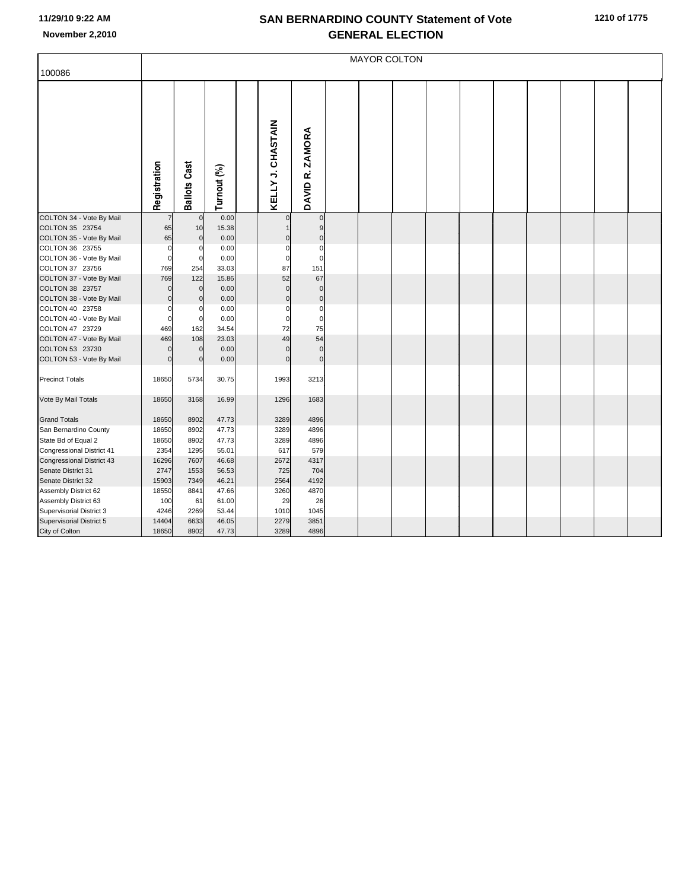# SAN BERNARDINO COUNTY Statement of Vote
## GENERAL ELECTION

11/29/10 9:22 AM

November 2,2010

| 100086 | MAYOR COLTON | | | | | |
|---|---|---|---|---|---|---|
| | Registration | Ballots Cast | Turnout (%) | | KELLY J. CHASTAIN | DAVID R. ZAMORA |
| COLTON 34 - Vote By Mail | 7 | 0 | 0.00 | | 0 | 0 |
| COLTON 35 23754 | 65 | 10 | 15.38 | | 1 | 9 |
| COLTON 35 - Vote By Mail | 65 | 0 | 0.00 | | 0 | 0 |
| COLTON 36 23755 | 0 | 0 | 0.00 | | 0 | 0 |
| COLTON 36 - Vote By Mail | 0 | 0 | 0.00 | | 0 | 0 |
| COLTON 37 23756 | 769 | 254 | 33.03 | | 87 | 151 |
| COLTON 37 - Vote By Mail | 769 | 122 | 15.86 | | 52 | 67 |
| COLTON 38 23757 | 0 | 0 | 0.00 | | 0 | 0 |
| COLTON 38 - Vote By Mail | 0 | 0 | 0.00 | | 0 | 0 |
| COLTON 40 23758 | 0 | 0 | 0.00 | | 0 | 0 |
| COLTON 40 - Vote By Mail | 0 | 0 | 0.00 | | 0 | 0 |
| COLTON 47 23729 | 469 | 162 | 34.54 | | 72 | 75 |
| COLTON 47 - Vote By Mail | 469 | 108 | 23.03 | | 49 | 54 |
| COLTON 53 23730 | 0 | 0 | 0.00 | | 0 | 0 |
| COLTON 53 - Vote By Mail | 0 | 0 | 0.00 | | 0 | 0 |
| Precinct Totals | 18650 | 5734 | 30.75 | | 1993 | 3213 |
| Vote By Mail Totals | 18650 | 3168 | 16.99 | | 1296 | 1683 |
| Grand Totals | 18650 | 8902 | 47.73 | | 3289 | 4896 |
| San Bernardino County | 18650 | 8902 | 47.73 | | 3289 | 4896 |
| State Bd of Equal 2 | 18650 | 8902 | 47.73 | | 3289 | 4896 |
| Congressional District 41 | 2354 | 1295 | 55.01 | | 617 | 579 |
| Congressional District 43 | 16296 | 7607 | 46.68 | | 2672 | 4317 |
| Senate District 31 | 2747 | 1553 | 56.53 | | 725 | 704 |
| Senate District 32 | 15903 | 7349 | 46.21 | | 2564 | 4192 |
| Assembly District 62 | 18550 | 8841 | 47.66 | | 3260 | 4870 |
| Assembly District 63 | 100 | 61 | 61.00 | | 29 | 26 |
| Supervisorial District 3 | 4246 | 2269 | 53.44 | | 1010 | 1045 |
| Supervisorial District 5 | 14404 | 6633 | 46.05 | | 2279 | 3851 |
| City of Colton | 18650 | 8902 | 47.73 | | 3289 | 4896 |